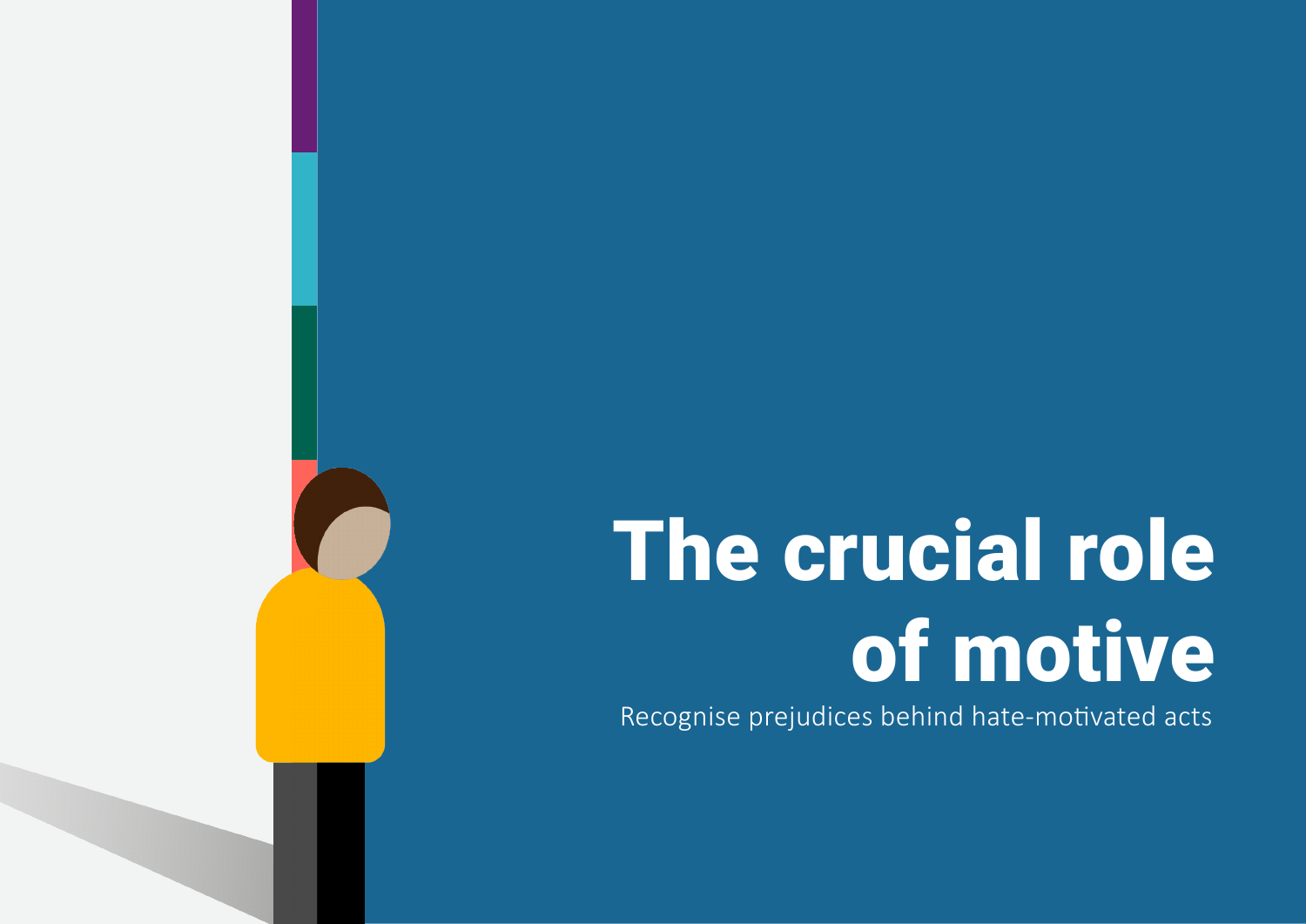# The crucial role of motive

Recognise prejudices behind hate-motivated acts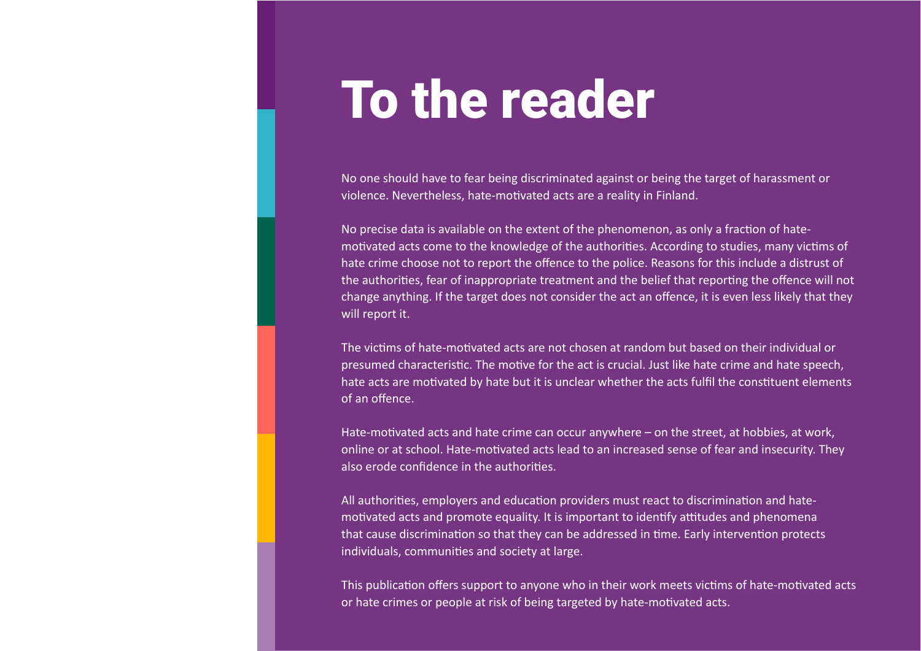# To the reader

No one should have to fear being discriminated against or being the target of harassment or violence. Nevertheless, hate-motivated acts are a reality in Finland.

No precise data is available on the extent of the phenomenon, as only a fraction of hate-motivated acts come to the knowledge of the authorities. According to studies, many victims of hate crime choose not to report the offence to the police. Reasons for this include a distrust of the authorities, fear of inappropriate treatment and the belief that reporting the offence will not change anything. If the target does not consider the act an offence, it is even less likely that they will report it.

The victims of hate-motivated acts are not chosen at random but based on their individual or presumed characteristic. The motive for the act is crucial. Just like hate crime and hate speech, hate acts are motivated by hate but it is unclear whether the acts fulfil the constituent elements of an offence.

Hate-motivated acts and hate crime can occur anywhere – on the street, at hobbies, at work, online or at school. Hate-motivated acts lead to an increased sense of fear and insecurity. They also erode confidence in the authorities.

All authorities, employers and education providers must react to discrimination and hate-motivated acts and promote equality. It is important to identify attitudes and phenomena that cause discrimination so that they can be addressed in time. Early intervention protects individuals, communities and society at large.

This publication offers support to anyone who in their work meets victims of hate-motivated acts or hate crimes or people at risk of being targeted by hate-motivated acts.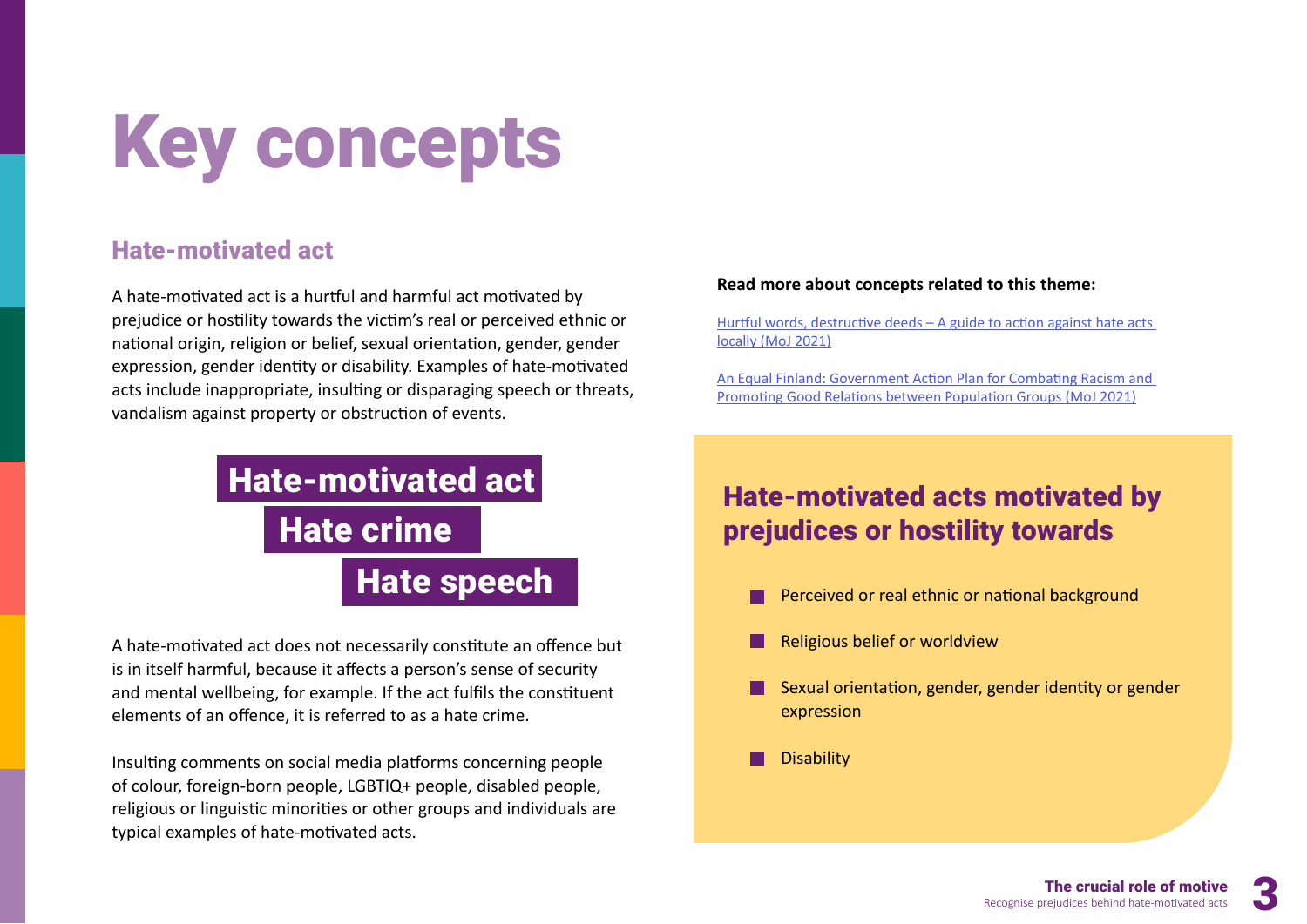# Key concepts

## Hate-motivated act

A hate-motivated act is a hurtful and harmful act motivated by prejudice or hostility towards the victim's real or perceived ethnic or national origin, religion or belief, sexual orientation, gender, gender expression, gender identity or disability. Examples of hate-motivated acts include inappropriate, insulting or disparaging speech or threats, vandalism against property or obstruction of events.

**Hate-motivated act**

**Hate crime**

**Hate speech**

A hate-motivated act does not necessarily constitute an offence but is in itself harmful, because it affects a person's sense of security and mental wellbeing, for example. If the act fulfils the constituent elements of an offence, it is referred to as a hate crime.

Insulting comments on social media platforms concerning people of colour, foreign-born people, LGBTIQ+ people, disabled people, religious or linguistic minorities or other groups and individuals are typical examples of hate-motivated acts.

**Read more about concepts related to this theme:**

Hurtful words, destructive deeds – A guide to action against hate acts locally (MoJ 2021)

An Equal Finland: Government Action Plan for Combating Racism and Promoting Good Relations between Population Groups (MoJ 2021)

## Hate-motivated acts motivated by prejudices or hostility towards

- Perceived or real ethnic or national background
- Religious belief or worldview
- Sexual orientation, gender, gender identity or gender expression
- Disability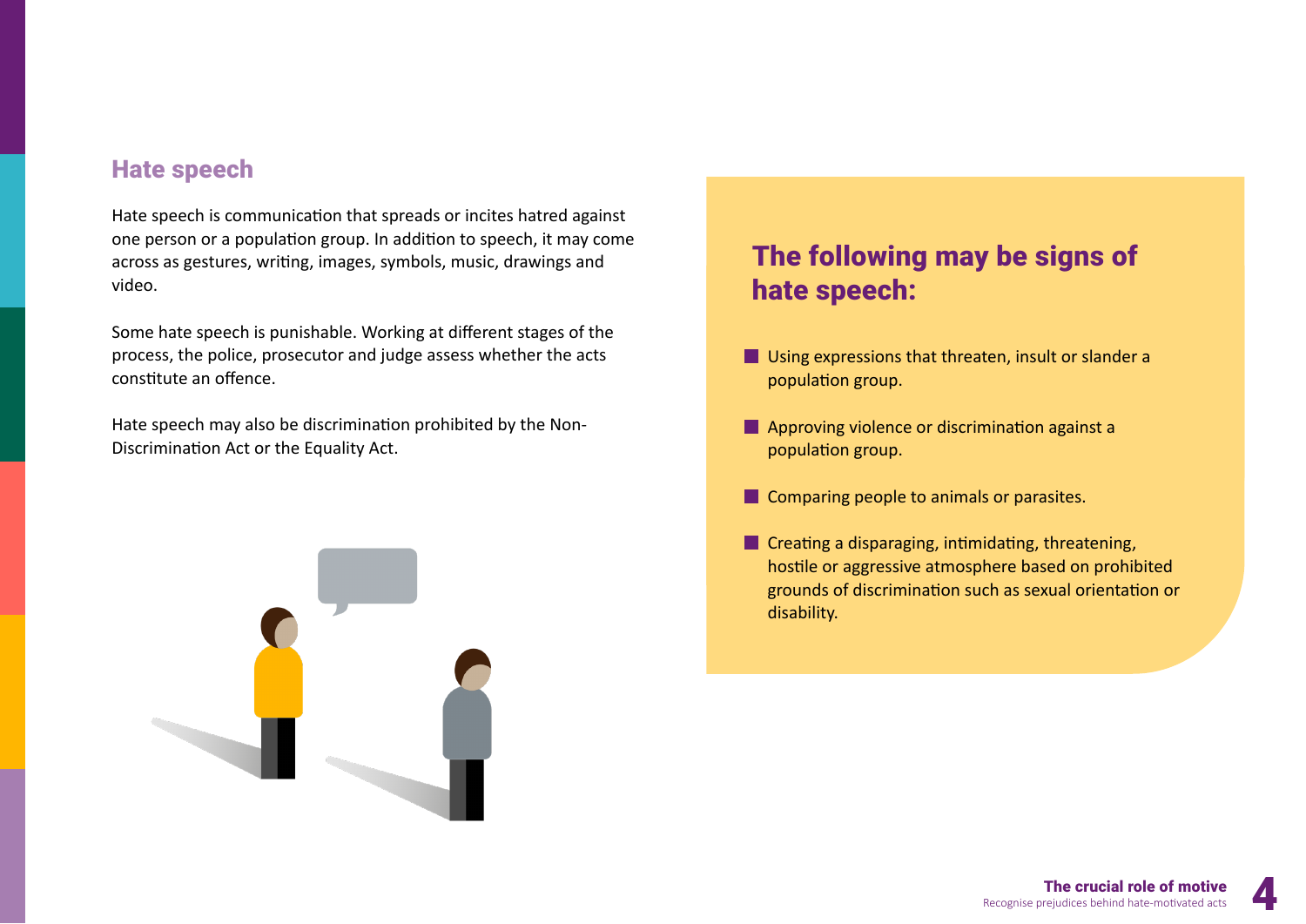## Hate speech

Hate speech is communication that spreads or incites hatred against one person or a population group. In addition to speech, it may come across as gestures, writing, images, symbols, music, drawings and video.

Some hate speech is punishable. Working at different stages of the process, the police, prosecutor and judge assess whether the acts constitute an offence.

Hate speech may also be discrimination prohibited by the Non-Discrimination Act or the Equality Act.

## The following may be signs of hate speech:

- Using expressions that threaten, insult or slander a population group.
- Approving violence or discrimination against a population group.
- Comparing people to animals or parasites.
- Creating a disparaging, intimidating, threatening, hostile or aggressive atmosphere based on prohibited grounds of discrimination such as sexual orientation or disability.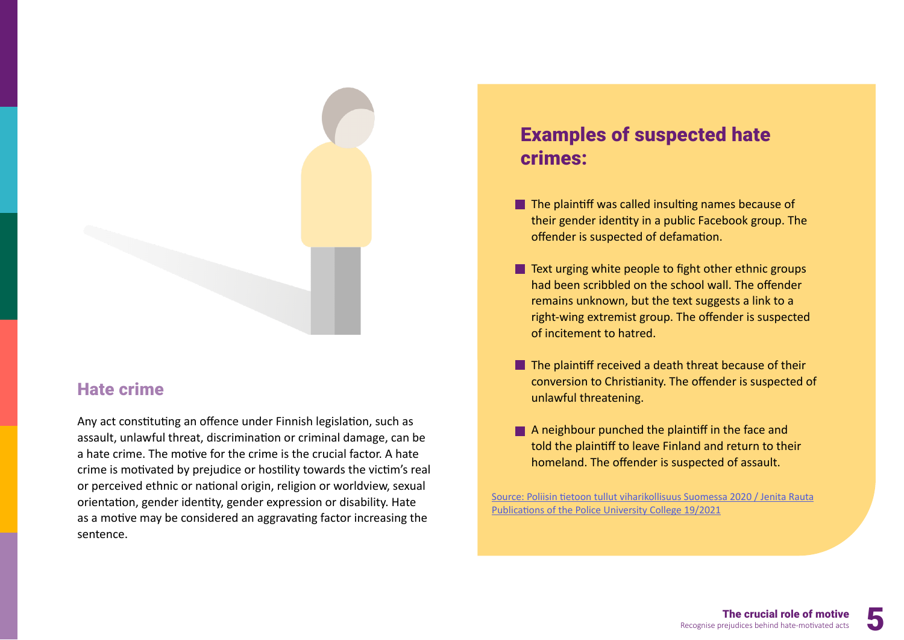## Hate crime

Any act constituting an offence under Finnish legislation, such as assault, unlawful threat, discrimination or criminal damage, can be a hate crime. The motive for the crime is the crucial factor. A hate crime is motivated by prejudice or hostility towards the victim's real or perceived ethnic or national origin, religion or worldview, sexual orientation, gender identity, gender expression or disability. Hate as a motive may be considered an aggravating factor increasing the sentence.

## Examples of suspected hate crimes:

- The plaintiff was called insulting names because of their gender identity in a public Facebook group. The offender is suspected of defamation.
- Text urging white people to fight other ethnic groups had been scribbled on the school wall. The offender remains unknown, but the text suggests a link to a right-wing extremist group. The offender is suspected of incitement to hatred.
- The plaintiff received a death threat because of their conversion to Christianity. The offender is suspected of unlawful threatening.
- A neighbour punched the plaintiff in the face and told the plaintiff to leave Finland and return to their homeland. The offender is suspected of assault.

Source: Poliisin tietoon tullut viharikollisuus Suomessa 2020 / Jenita Rauta Publications of the Police University College 19/2021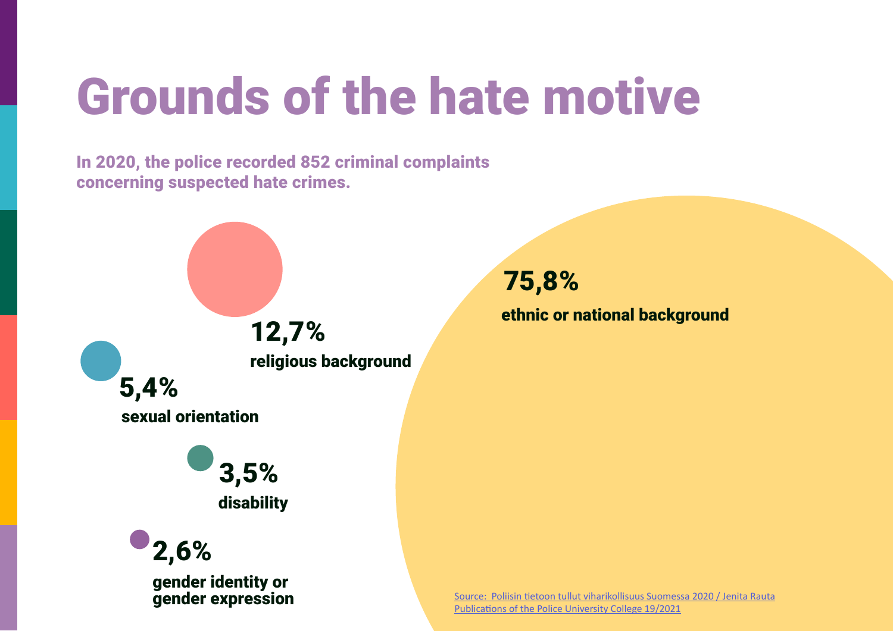# Grounds of the hate motive

**In 2020, the police recorded 852 criminal complaints concerning suspected hate crimes.**

**75,8%**
**ethnic or national background**

**12,7%**
**religious background**

**5,4%**
**sexual orientation**

**3,5%**
**disability**

**2,6%**
**gender identity or gender expression**

Source: Poliisin tietoon tullut viharikollisuus Suomessa 2020 / Jenita Rauta
Publications of the Police University College 19/2021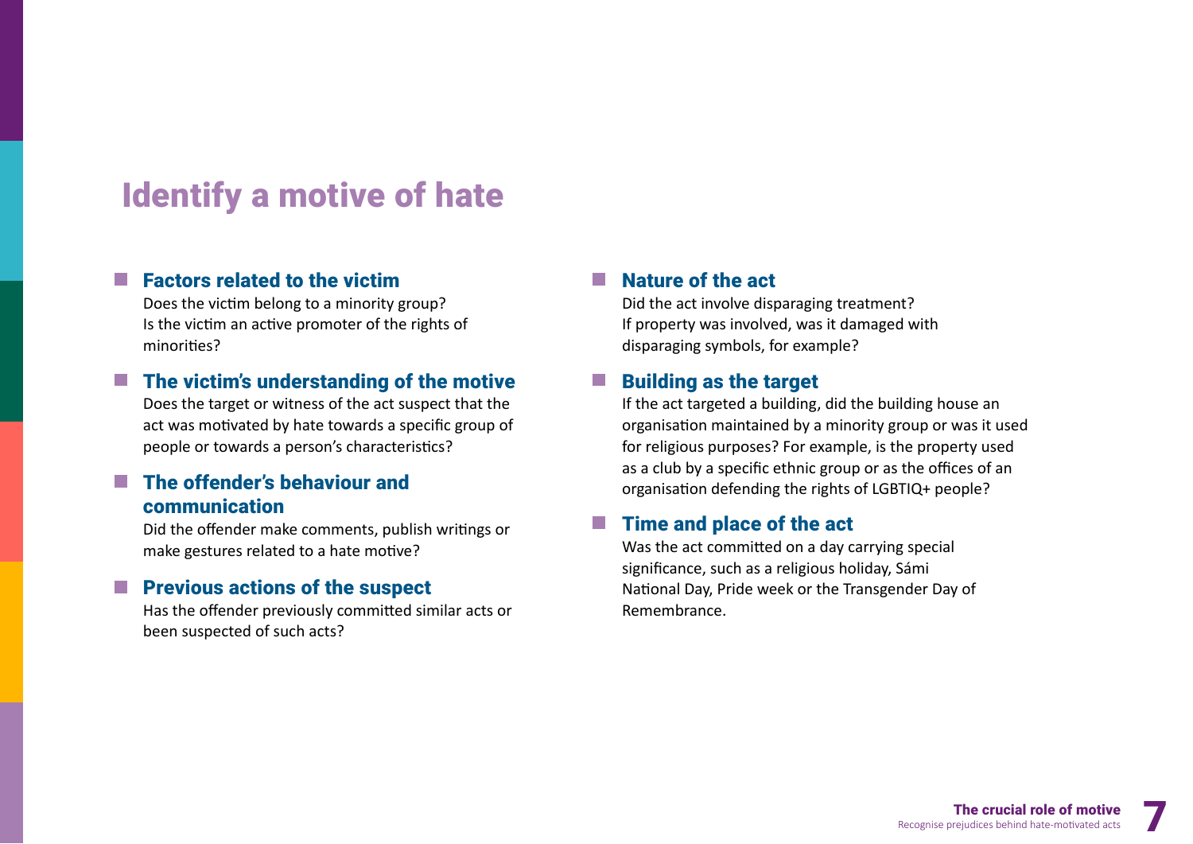# Identify a motive of hate

### Factors related to the victim

Does the victim belong to a minority group?
Is the victim an active promoter of the rights of minorities?

### The victim's understanding of the motive

Does the target or witness of the act suspect that the act was motivated by hate towards a specific group of people or towards a person's characteristics?

### The offender's behaviour and communication

Did the offender make comments, publish writings or make gestures related to a hate motive?

### Previous actions of the suspect

Has the offender previously committed similar acts or been suspected of such acts?

### Nature of the act

Did the act involve disparaging treatment?
If property was involved, was it damaged with disparaging symbols, for example?

### Building as the target

If the act targeted a building, did the building house an organisation maintained by a minority group or was it used for religious purposes? For example, is the property used as a club by a specific ethnic group or as the offices of an organisation defending the rights of LGBTIQ+ people?

### Time and place of the act

Was the act committed on a day carrying special significance, such as a religious holiday, Sámi National Day, Pride week or the Transgender Day of Remembrance.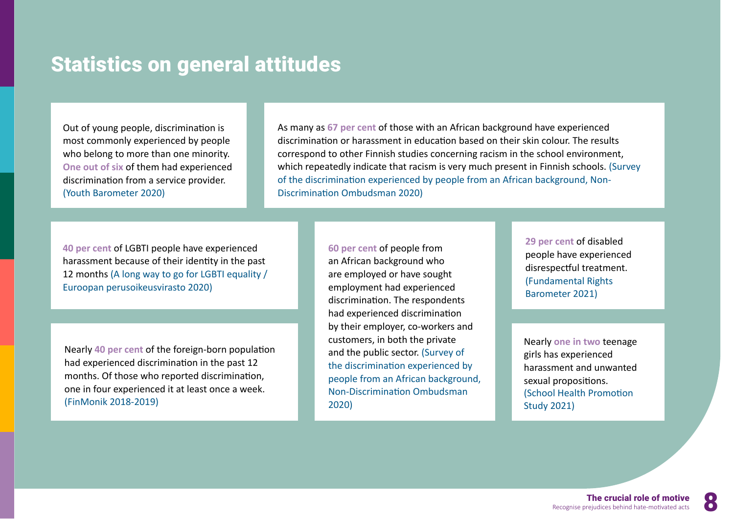# Statistics on general attitudes

Out of young people, discrimination is most commonly experienced by people who belong to more than one minority. **One out of six** of them had experienced discrimination from a service provider. (Youth Barometer 2020)

As many as **67 per cent** of those with an African background have experienced discrimination or harassment in education based on their skin colour. The results correspond to other Finnish studies concerning racism in the school environment, which repeatedly indicate that racism is very much present in Finnish schools. (Survey of the discrimination experienced by people from an African background, Non-Discrimination Ombudsman 2020)

**40 per cent** of LGBTI people have experienced harassment because of their identity in the past 12 months (A long way to go for LGBTI equality / Euroopan perusoikeusvirasto 2020)

Nearly **40 per cent** of the foreign-born population had experienced discrimination in the past 12 months. Of those who reported discrimination, one in four experienced it at least once a week. (FinMonik 2018-2019)

**60 per cent** of people from an African background who are employed or have sought employment had experienced discrimination. The respondents had experienced discrimination by their employer, co-workers and customers, in both the private and the public sector. (Survey of the discrimination experienced by people from an African background, Non-Discrimination Ombudsman 2020)

**29 per cent** of disabled people have experienced disrespectful treatment. (Fundamental Rights Barometer 2021)

Nearly **one in two** teenage girls has experienced harassment and unwanted sexual propositions. (School Health Promotion Study 2021)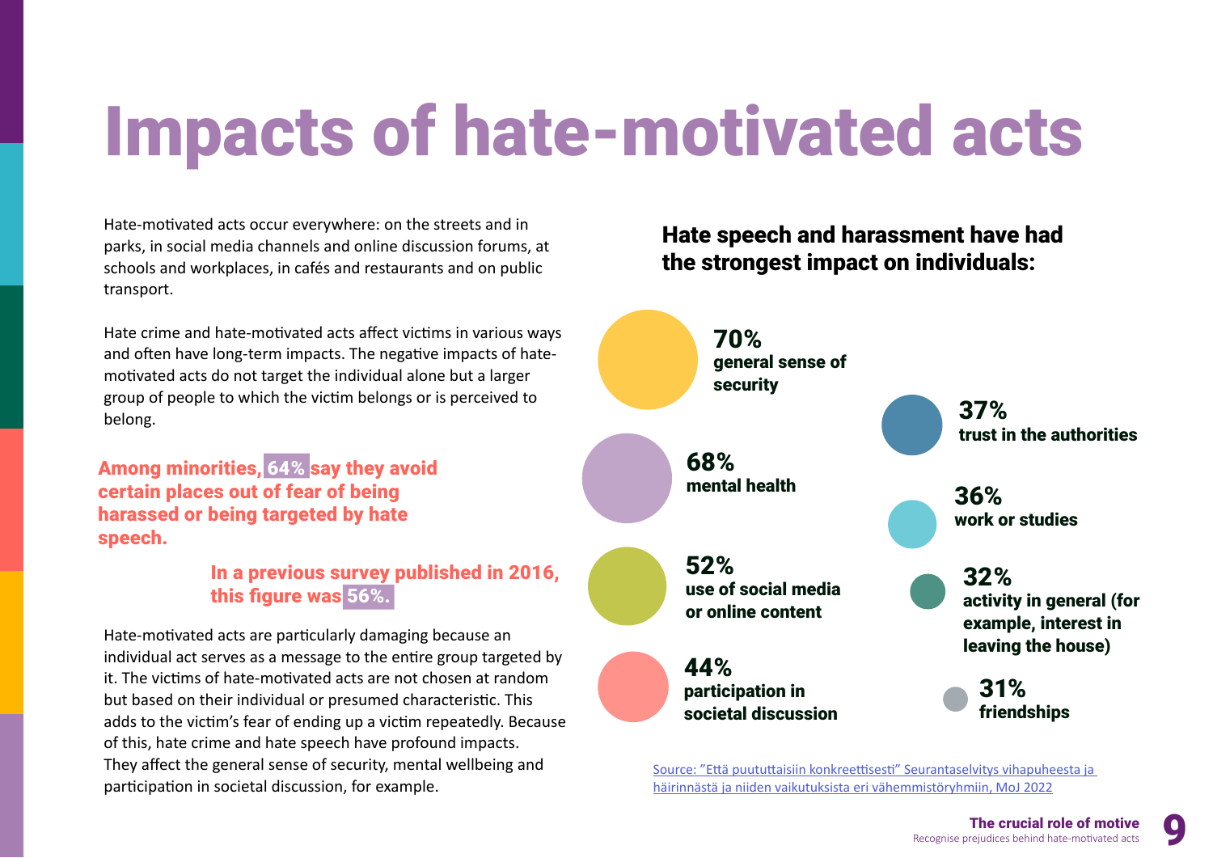# Impacts of hate-motivated acts

Hate-motivated acts occur everywhere: on the streets and in parks, in social media channels and online discussion forums, at schools and workplaces, in cafés and restaurants and on public transport.

Hate crime and hate-motivated acts affect victims in various ways and often have long-term impacts. The negative impacts of hate-motivated acts do not target the individual alone but a larger group of people to which the victim belongs or is perceived to belong.

**Among minorities, 64% say they avoid certain places out of fear of being harassed or being targeted by hate speech.**

**In a previous survey published in 2016, this figure was 56%.**

Hate-motivated acts are particularly damaging because an individual act serves as a message to the entire group targeted by it. The victims of hate-motivated acts are not chosen at random but based on their individual or presumed characteristic. This adds to the victim's fear of ending up a victim repeatedly. Because of this, hate crime and hate speech have profound impacts. They affect the general sense of security, mental wellbeing and participation in societal discussion, for example.

## Hate speech and harassment have had the strongest impact on individuals:

- **70%** general sense of security
- **68%** mental health
- **52%** use of social media or online content
- **44%** participation in societal discussion
- **37%** trust in the authorities
- **36%** work or studies
- **32%** activity in general (for example, interest in leaving the house)
- **31%** friendships

Source: "Että puututtaisiin konkreettisesti" Seurantaselvitys vihapuheesta ja häirinnästä ja niiden vaikutuksista eri vähemmistöryhmiin, MoJ 2022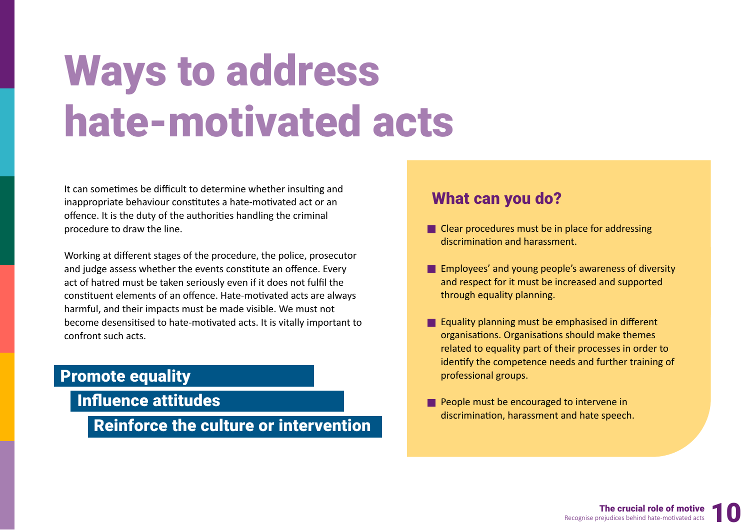# Ways to address hate-motivated acts

It can sometimes be difficult to determine whether insulting and inappropriate behaviour constitutes a hate-motivated act or an offence. It is the duty of the authorities handling the criminal procedure to draw the line.

Working at different stages of the procedure, the police, prosecutor and judge assess whether the events constitute an offence. Every act of hatred must be taken seriously even if it does not fulfil the constituent elements of an offence. Hate-motivated acts are always harmful, and their impacts must be made visible. We must not become desensitised to hate-motivated acts. It is vitally important to confront such acts.

**Promote equality**

**Influence attitudes**

**Reinforce the culture or intervention**

## What can you do?

- Clear procedures must be in place for addressing discrimination and harassment.
- Employees' and young people's awareness of diversity and respect for it must be increased and supported through equality planning.
- Equality planning must be emphasised in different organisations. Organisations should make themes related to equality part of their processes in order to identify the competence needs and further training of professional groups.
- People must be encouraged to intervene in discrimination, harassment and hate speech.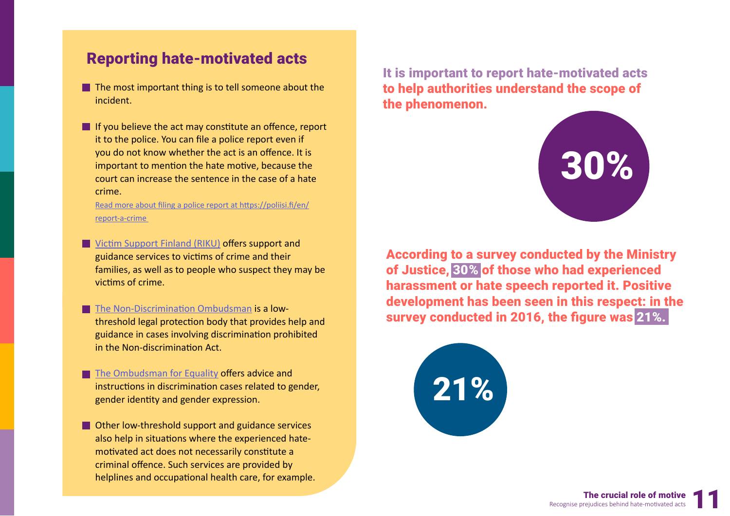## Reporting hate-motivated acts

- The most important thing is to tell someone about the incident.
- If you believe the act may constitute an offence, report it to the police. You can file a police report even if you do not know whether the act is an offence. It is important to mention the hate motive, because the court can increase the sentence in the case of a hate crime.
  [Read more about filing a police report at https://poliisi.fi/en/report-a-crime](https://poliisi.fi/en/report-a-crime)
- [Victim Support Finland (RIKU)]() offers support and guidance services to victims of crime and their families, as well as to people who suspect they may be victims of crime.
- [The Non-Discrimination Ombudsman]() is a low-threshold legal protection body that provides help and guidance in cases involving discrimination prohibited in the Non-discrimination Act.
- [The Ombudsman for Equality]() offers advice and instructions in discrimination cases related to gender, gender identity and gender expression.
- Other low-threshold support and guidance services also help in situations where the experienced hate-motivated act does not necessarily constitute a criminal offence. Such services are provided by helplines and occupational health care, for example.

**It is important to report hate-motivated acts to help authorities understand the scope of the phenomenon.**

**30%**

**According to a survey conducted by the Ministry of Justice, 30% of those who had experienced harassment or hate speech reported it. Positive development has been seen in this respect: in the survey conducted in 2016, the figure was 21%.**

**21%**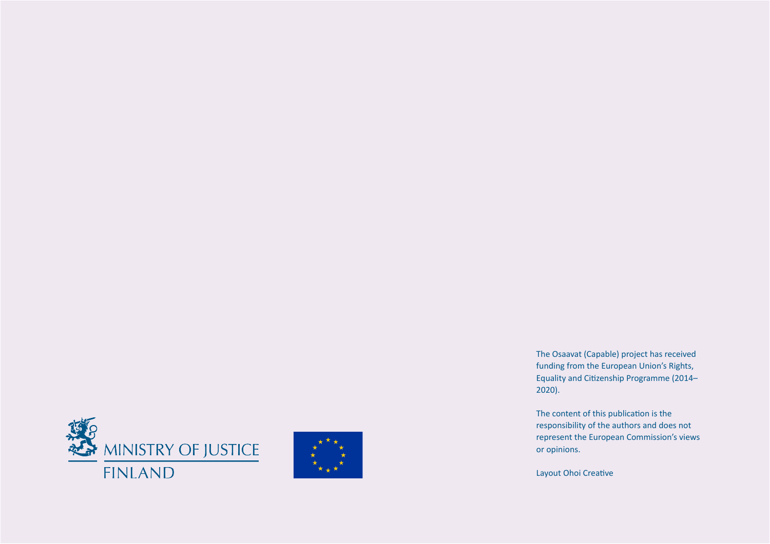MINISTRY OF JUSTICE
FINLAND

The Osaavat (Capable) project has received funding from the European Union's Rights, Equality and Citizenship Programme (2014–2020).

The content of this publication is the responsibility of the authors and does not represent the European Commission's views or opinions.

Layout Ohoi Creative